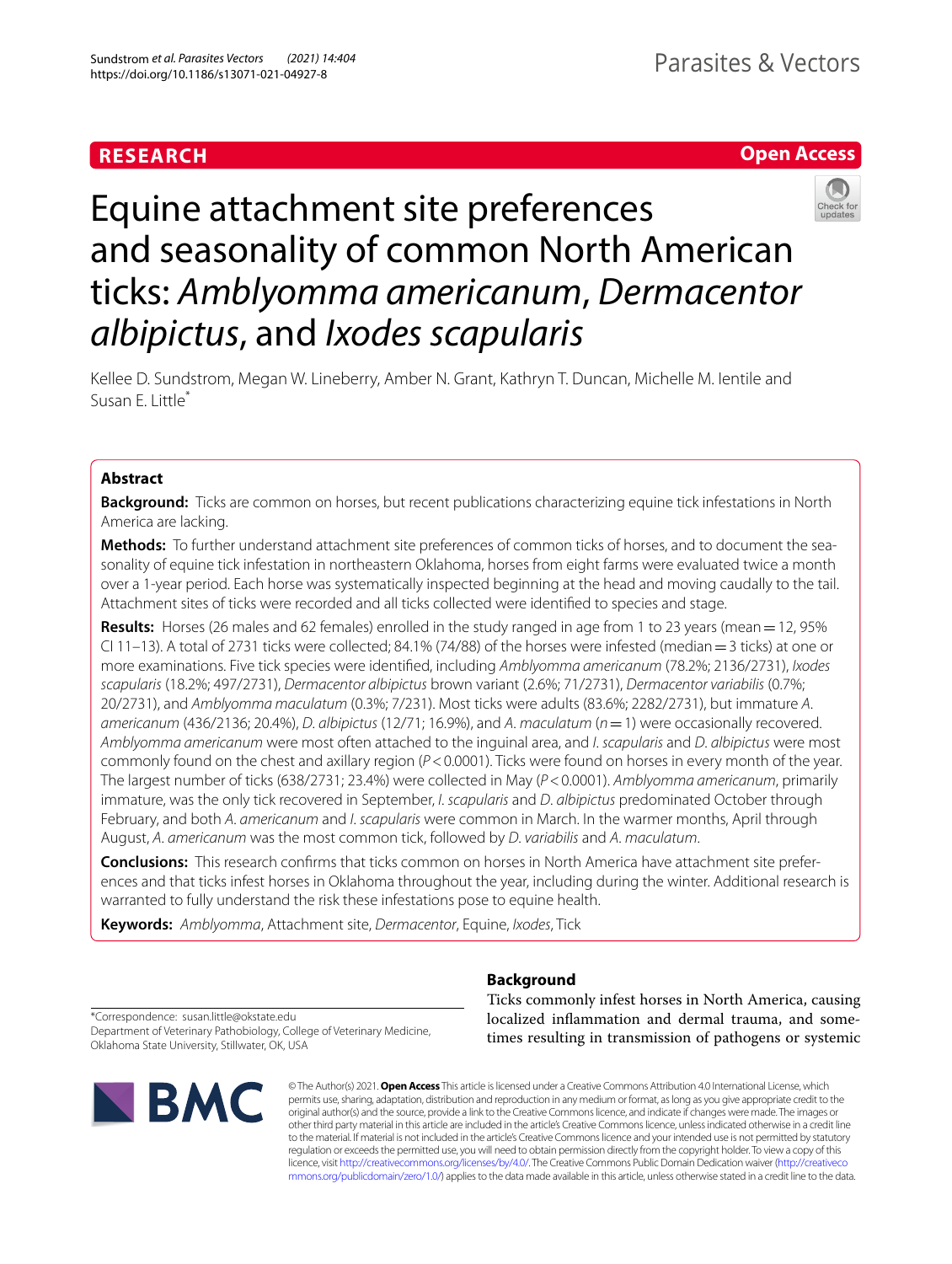RESEARCH

Open Access

# Equine attachment site preferences and seasonality of common North American ticks: *Amblyomma americanum*, *Dermacentor albipictus*, and *Ixodes scapularis*

Kellee D. Sundstrom, Megan W. Lineberry, Amber N. Grant, Kathryn T. Duncan, Michelle M. Ientile and Susan E. Little*

## Abstract

**Background:** Ticks are common on horses, but recent publications characterizing equine tick infestations in North America are lacking.

**Methods:** To further understand attachment site preferences of common ticks of horses, and to document the seasonality of equine tick infestation in northeastern Oklahoma, horses from eight farms were evaluated twice a month over a 1-year period. Each horse was systematically inspected beginning at the head and moving caudally to the tail. Attachment sites of ticks were recorded and all ticks collected were identified to species and stage.

**Results:** Horses (26 males and 62 females) enrolled in the study ranged in age from 1 to 23 years (mean = 12, 95% CI 11–13). A total of 2731 ticks were collected; 84.1% (74/88) of the horses were infested (median = 3 ticks) at one or more examinations. Five tick species were identified, including *Amblyomma americanum* (78.2%; 2136/2731), *Ixodes scapularis* (18.2%; 497/2731), *Dermacentor albipictus* brown variant (2.6%; 71/2731), *Dermacentor variabilis* (0.7%; 20/2731), and *Amblyomma maculatum* (0.3%; 7/231). Most ticks were adults (83.6%; 2282/2731), but immature *A. americanum* (436/2136; 20.4%), *D. albipictus* (12/71; 16.9%), and *A. maculatum* ($n = 1$) were occasionally recovered. *Amblyomma americanum* were most often attached to the inguinal area, and *I. scapularis* and *D. albipictus* were most commonly found on the chest and axillary region ($P < 0.0001$). Ticks were found on horses in every month of the year. The largest number of ticks (638/2731; 23.4%) were collected in May ($P < 0.0001$). *Amblyomma americanum*, primarily immature, was the only tick recovered in September, *I. scapularis* and *D. albipictus* predominated October through February, and both *A. americanum* and *I. scapularis* were common in March. In the warmer months, April through August, *A. americanum* was the most common tick, followed by *D. variabilis* and *A. maculatum*.

**Conclusions:** This research confirms that ticks common on horses in North America have attachment site preferences and that ticks infest horses in Oklahoma throughout the year, including during the winter. Additional research is warranted to fully understand the risk these infestations pose to equine health.

**Keywords:** *Amblyomma*, Attachment site, *Dermacentor*, Equine, *Ixodes*, Tick

*Correspondence: susan.little@okstate.edu
Department of Veterinary Pathobiology, College of Veterinary Medicine, Oklahoma State University, Stillwater, OK, USA

## Background

Ticks commonly infest horses in North America, causing localized inflammation and dermal trauma, and sometimes resulting in transmission of pathogens or systemic

© The Author(s) 2021. **Open Access** This article is licensed under a Creative Commons Attribution 4.0 International License, which permits use, sharing, adaptation, distribution and reproduction in any medium or format, as long as you give appropriate credit to the original author(s) and the source, provide a link to the Creative Commons licence, and indicate if changes were made. The images or other third party material in this article are included in the article's Creative Commons licence, unless indicated otherwise in a credit line to the material. If material is not included in the article's Creative Commons licence and your intended use is not permitted by statutory regulation or exceeds the permitted use, you will need to obtain permission directly from the copyright holder. To view a copy of this licence, visit http://creativecommons.org/licenses/by/4.0/. The Creative Commons Public Domain Dedication waiver (http://creativecommons.org/publicdomain/zero/1.0/) applies to the data made available in this article, unless otherwise stated in a credit line to the data.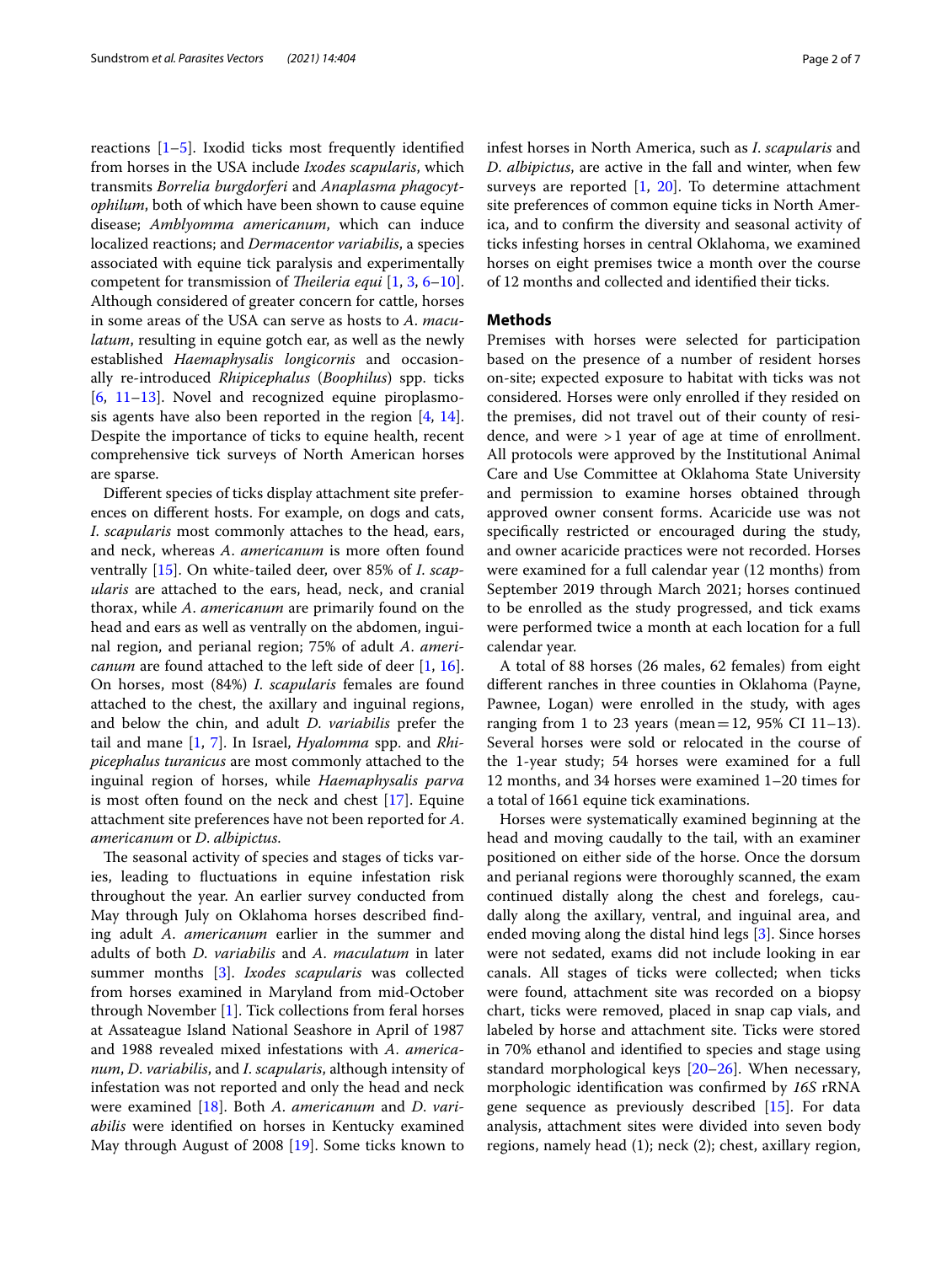reactions [1–5]. Ixodid ticks most frequently identified from horses in the USA include *Ixodes scapularis*, which transmits *Borrelia burgdorferi* and *Anaplasma phagocytophilum*, both of which have been shown to cause equine disease; *Amblyomma americanum*, which can induce localized reactions; and *Dermacentor variabilis*, a species associated with equine tick paralysis and experimentally competent for transmission of *Theileria equi* [1, 3, 6–10]. Although considered of greater concern for cattle, horses in some areas of the USA can serve as hosts to *A. maculatum*, resulting in equine gotch ear, as well as the newly established *Haemaphysalis longicornis* and occasionally re-introduced *Rhipicephalus* (*Boophilus*) spp. ticks [6, 11–13]. Novel and recognized equine piroplasmosis agents have also been reported in the region [4, 14]. Despite the importance of ticks to equine health, recent comprehensive tick surveys of North American horses are sparse.

Different species of ticks display attachment site preferences on different hosts. For example, on dogs and cats, *I. scapularis* most commonly attaches to the head, ears, and neck, whereas *A. americanum* is more often found ventrally [15]. On white-tailed deer, over 85% of *I. scapularis* are attached to the ears, head, neck, and cranial thorax, while *A. americanum* are primarily found on the head and ears as well as ventrally on the abdomen, inguinal region, and perianal region; 75% of adult *A. americanum* are found attached to the left side of deer [1, 16]. On horses, most (84%) *I. scapularis* females are found attached to the chest, the axillary and inguinal regions, and below the chin, and adult *D. variabilis* prefer the tail and mane [1, 7]. In Israel, *Hyalomma* spp. and *Rhipicephalus turanicus* are most commonly attached to the inguinal region of horses, while *Haemaphysalis parva* is most often found on the neck and chest [17]. Equine attachment site preferences have not been reported for *A. americanum* or *D. albipictus.*

The seasonal activity of species and stages of ticks varies, leading to fluctuations in equine infestation risk throughout the year. An earlier survey conducted from May through July on Oklahoma horses described finding adult *A. americanum* earlier in the summer and adults of both *D. variabilis* and *A. maculatum* in later summer months [3]. *Ixodes scapularis* was collected from horses examined in Maryland from mid-October through November [1]. Tick collections from feral horses at Assateague Island National Seashore in April of 1987 and 1988 revealed mixed infestations with *A. americanum*, *D. variabilis*, and *I. scapularis*, although intensity of infestation was not reported and only the head and neck were examined [18]. Both *A. americanum* and *D. variabilis* were identified on horses in Kentucky examined May through August of 2008 [19]. Some ticks known to infest horses in North America, such as *I. scapularis* and *D. albipictus*, are active in the fall and winter, when few surveys are reported [1, 20]. To determine attachment site preferences of common equine ticks in North America, and to confirm the diversity and seasonal activity of ticks infesting horses in central Oklahoma, we examined horses on eight premises twice a month over the course of 12 months and collected and identified their ticks.

## Methods

Premises with horses were selected for participation based on the presence of a number of resident horses on-site; expected exposure to habitat with ticks was not considered. Horses were only enrolled if they resided on the premises, did not travel out of their county of residence, and were >1 year of age at time of enrollment. All protocols were approved by the Institutional Animal Care and Use Committee at Oklahoma State University and permission to examine horses obtained through approved owner consent forms. Acaricide use was not specifically restricted or encouraged during the study, and owner acaricide practices were not recorded. Horses were examined for a full calendar year (12 months) from September 2019 through March 2021; horses continued to be enrolled as the study progressed, and tick exams were performed twice a month at each location for a full calendar year.

A total of 88 horses (26 males, 62 females) from eight different ranches in three counties in Oklahoma (Payne, Pawnee, Logan) were enrolled in the study, with ages ranging from 1 to 23 years (mean = 12, 95% CI 11–13). Several horses were sold or relocated in the course of the 1-year study; 54 horses were examined for a full 12 months, and 34 horses were examined 1–20 times for a total of 1661 equine tick examinations.

Horses were systematically examined beginning at the head and moving caudally to the tail, with an examiner positioned on either side of the horse. Once the dorsum and perianal regions were thoroughly scanned, the exam continued distally along the chest and forelegs, caudally along the axillary, ventral, and inguinal area, and ended moving along the distal hind legs [3]. Since horses were not sedated, exams did not include looking in ear canals. All stages of ticks were collected; when ticks were found, attachment site was recorded on a biopsy chart, ticks were removed, placed in snap cap vials, and labeled by horse and attachment site. Ticks were stored in 70% ethanol and identified to species and stage using standard morphological keys [20–26]. When necessary, morphologic identification was confirmed by *16S* rRNA gene sequence as previously described [15]. For data analysis, attachment sites were divided into seven body regions, namely head (1); neck (2); chest, axillary region,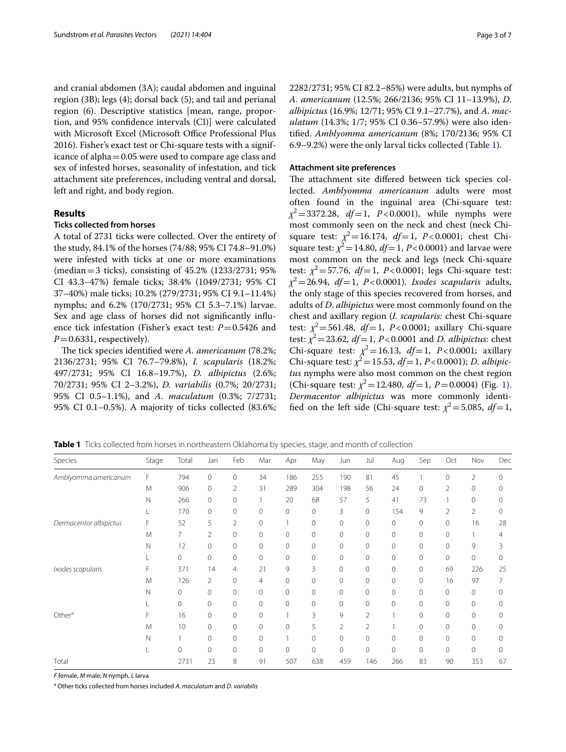and cranial abdomen (3A); caudal abdomen and inguinal region (3B); legs (4); dorsal back (5); and tail and perianal region (6). Descriptive statistics [mean, range, proportion, and 95% confidence intervals (CI)] were calculated with Microsoft Excel (Microsoft Office Professional Plus 2016). Fisher's exact test or Chi-square tests with a significance of alpha = 0.05 were used to compare age class and sex of infested horses, seasonality of infestation, and tick attachment site preferences, including ventral and dorsal, left and right, and body region.

## Results

### Ticks collected from horses

A total of 2731 ticks were collected. Over the entirety of the study, 84.1% of the horses (74/88; 95% CI 74.8–91.0%) were infested with ticks at one or more examinations (median = 3 ticks), consisting of 45.2% (1233/2731; 95% CI 43.3–47%) female ticks; 38.4% (1049/2731; 95% CI 37–40%) male ticks; 10.2% (279/2731; 95% CI 9.1–11.4%) nymphs; and 6.2% (170/2731; 95% CI 5.3–7.1%) larvae. Sex and age class of horses did not significantly influence tick infestation (Fisher's exact test: $P = 0.5426$ and $P = 0.6331$, respectively).

The tick species identified were *A. americanum* (78.2%; 2136/2731; 95% CI 76.7–79.8%), *I. scapularis* (18.2%; 497/2731; 95% CI 16.8–19.7%), *D. albipictus* (2.6%; 70/2731; 95% CI 2–3.2%), *D. variabilis* (0.7%; 20/2731; 95% CI 0.5–1.1%), and *A. maculatum* (0.3%; 7/2731; 95% CI 0.1–0.5%). A majority of ticks collected (83.6%; 2282/2731; 95% CI 82.2–85%) were adults, but nymphs of *A. americanum* (12.5%; 266/2136; 95% CI 11–13.9%), *D. albipictus* (16.9%; 12/71; 95% CI 9.1–27.7%), and *A. maculatum* (14.3%; 1/7; 95% CI 0.36–57.9%) were also identified. *Amblyomma americanum* (8%; 170/2136; 95% CI 6.9–9.2%) were the only larval ticks collected (Table 1).

### Attachment site preferences

The attachment site differed between tick species collected. *Amblyomma americanum* adults were most often found in the inguinal area (Chi-square test: $\chi^2 = 3372.28$, $df = 1$, $P < 0.0001$), while nymphs were most commonly seen on the neck and chest (neck Chi-square test: $\chi^2 = 16.174$, $df = 1$, $P < 0.0001$; chest Chi-square test: $\chi^2 = 14.80$, $df = 1$, $P < 0.0001$) and larvae were most common on the neck and legs (neck Chi-square test: $\chi^2 = 57.76$, $df = 1$, $P < 0.0001$; legs Chi-square test: $\chi^2 = 26.94$, $df = 1$, $P < 0.0001$). *Ixodes scapularis* adults, the only stage of this species recovered from horses, and adults of *D. albipictus* were most commonly found on the chest and axillary region (*I. scapularis:* chest Chi-square test: $\chi^2 = 561.48$, $df = 1$, $P < 0.0001$; axillary Chi-square test: $\chi^2 = 23.62$, $df = 1$, $P < 0.0001$ and *D. albipictus*: chest Chi-square test: $\chi^2 = 16.13$, $df = 1$, $P < 0.0001$; axillary Chi-square test: $\chi^2 = 15.53$, $df = 1$, $P < 0.0001$); *D. albipictus* nymphs were also most common on the chest region (Chi-square test: $\chi^2 = 12.480$, $df = 1$, $P = 0.0004$) (Fig. 1). *Dermacentor albipictus* was more commonly identified on the left side (Chi-square test: $\chi^2 = 5.085$, $df = 1$,

**Table 1** Ticks collected from horses in northeastern Oklahoma by species, stage, and month of collection

| Species | Stage | Total | Jan | Feb | Mar | Apr | May | Jun | Jul | Aug | Sep | Oct | Nov | Dec |
|---|---|---|---|---|---|---|---|---|---|---|---|---|---|---|
| *Amblyomma americanum* | F | 794 | 0 | 0 | 34 | 186 | 255 | 190 | 81 | 45 | 1 | 0 | 2 | 0 |
| | M | 906 | 0 | 2 | 31 | 289 | 304 | 198 | 56 | 24 | 0 | 2 | 0 | 0 |
| | N | 266 | 0 | 0 | 1 | 20 | 68 | 57 | 5 | 41 | 73 | 1 | 0 | 0 |
| | L | 170 | 0 | 0 | 0 | 0 | 0 | 3 | 0 | 154 | 9 | 2 | 2 | 0 |
| *Dermacentor albipictus* | F | 52 | 5 | 2 | 0 | 1 | 0 | 0 | 0 | 0 | 0 | 0 | 16 | 28 |
| | M | 7 | 2 | 0 | 0 | 0 | 0 | 0 | 0 | 0 | 0 | 0 | 1 | 4 |
| | N | 12 | 0 | 0 | 0 | 0 | 0 | 0 | 0 | 0 | 0 | 0 | 9 | 3 |
| | L | 0 | 0 | 0 | 0 | 0 | 0 | 0 | 0 | 0 | 0 | 0 | 0 | 0 |
| *Ixodes scapularis* | F | 371 | 14 | 4 | 21 | 9 | 3 | 0 | 0 | 0 | 0 | 69 | 226 | 25 |
| | M | 126 | 2 | 0 | 4 | 0 | 0 | 0 | 0 | 0 | 0 | 16 | 97 | 7 |
| | N | 0 | 0 | 0 | 0 | 0 | 0 | 0 | 0 | 0 | 0 | 0 | 0 | 0 |
| | L | 0 | 0 | 0 | 0 | 0 | 0 | 0 | 0 | 0 | 0 | 0 | 0 | 0 |
| Other[a] | F | 16 | 0 | 0 | 0 | 1 | 3 | 9 | 2 | 1 | 0 | 0 | 0 | 0 |
| | M | 10 | 0 | 0 | 0 | 0 | 5 | 2 | 2 | 1 | 0 | 0 | 0 | 0 |
| | N | 1 | 0 | 0 | 0 | 1 | 0 | 0 | 0 | 0 | 0 | 0 | 0 | 0 |
| | L | 0 | 0 | 0 | 0 | 0 | 0 | 0 | 0 | 0 | 0 | 0 | 0 | 0 |
| Total | | 2731 | 23 | 8 | 91 | 507 | 638 | 459 | 146 | 266 | 83 | 90 | 353 | 67 |

*F* female, *M* male, *N* nymph, *L* larva

[a] Other ticks collected from horses included *A. maculatum* and *D. variabilis*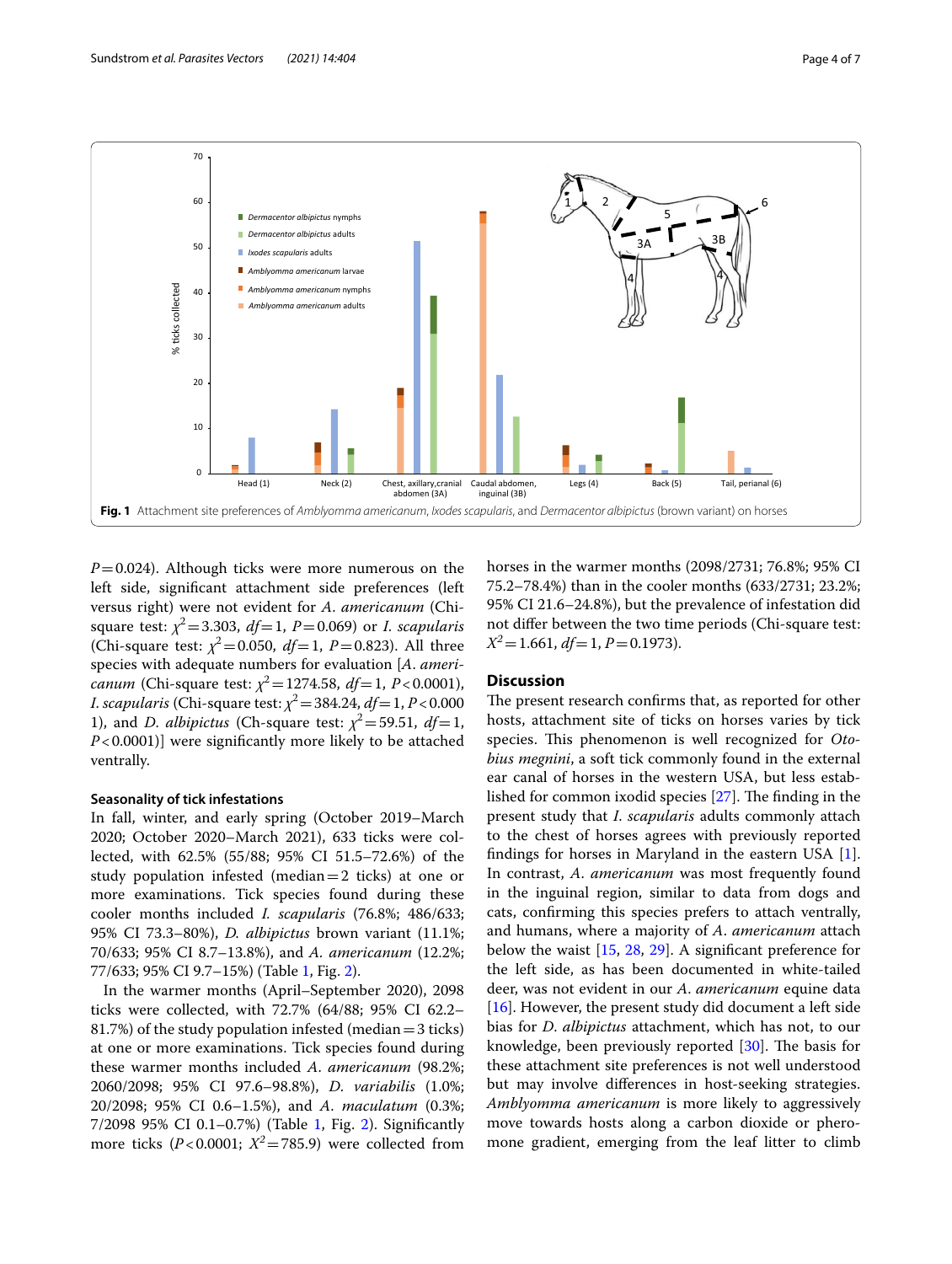**Fig. 1** Attachment site preferences of *Amblyomma americanum*, *Ixodes scapularis*, and *Dermacentor albipictus* (brown variant) on horses

$P = 0.024$). Although ticks were more numerous on the left side, significant attachment side preferences (left versus right) were not evident for *A. americanum* (Chi-square test: $\chi^2 = 3.303$, $df = 1$, $P = 0.069$) or *I. scapularis* (Chi-square test: $\chi^2 = 0.050$, $df = 1$, $P = 0.823$). All three species with adequate numbers for evaluation [*A. americanum* (Chi-square test: $\chi^2 = 1274.58$, $df = 1$, $P < 0.0001$), *I. scapularis* (Chi-square test: $\chi^2 = 384.24$, $df = 1$, $P < 0.0001$), and *D. albipictus* (Ch-square test: $\chi^2 = 59.51$, $df = 1$, $P < 0.0001$)] were significantly more likely to be attached ventrally.

### Seasonality of tick infestations

In fall, winter, and early spring (October 2019–March 2020; October 2020–March 2021), 633 ticks were collected, with 62.5% (55/88; 95% CI 51.5–72.6%) of the study population infested (median = 2 ticks) at one or more examinations. Tick species found during these cooler months included *I. scapularis* (76.8%; 486/633; 95% CI 73.3–80%), *D. albipictus* brown variant (11.1%; 70/633; 95% CI 8.7–13.8%), and *A. americanum* (12.2%; 77/633; 95% CI 9.7–15%) (Table 1, Fig. 2).

In the warmer months (April–September 2020), 2098 ticks were collected, with 72.7% (64/88; 95% CI 62.2–81.7%) of the study population infested (median = 3 ticks) at one or more examinations. Tick species found during these warmer months included *A. americanum* (98.2%; 2060/2098; 95% CI 97.6–98.8%), *D. variabilis* (1.0%; 20/2098; 95% CI 0.6–1.5%), and *A. maculatum* (0.3%; 7/2098 95% CI 0.1–0.7%) (Table 1, Fig. 2). Significantly more ticks ($P < 0.0001$; $X^2 = 785.9$) were collected from horses in the warmer months (2098/2731; 76.8%; 95% CI 75.2–78.4%) than in the cooler months (633/2731; 23.2%; 95% CI 21.6–24.8%), but the prevalence of infestation did not differ between the two time periods (Chi-square test: $X^2 = 1.661$, $df = 1$, $P = 0.1973$).

## Discussion

The present research confirms that, as reported for other hosts, attachment site of ticks on horses varies by tick species. This phenomenon is well recognized for *Otobius megnini*, a soft tick commonly found in the external ear canal of horses in the western USA, but less established for common ixodid species [27]. The finding in the present study that *I. scapularis* adults commonly attach to the chest of horses agrees with previously reported findings for horses in Maryland in the eastern USA [1]. In contrast, *A. americanum* was most frequently found in the inguinal region, similar to data from dogs and cats, confirming this species prefers to attach ventrally, and humans, where a majority of *A. americanum* attach below the waist [15, 28, 29]. A significant preference for the left side, as has been documented in white-tailed deer, was not evident in our *A. americanum* equine data [16]. However, the present study did document a left side bias for *D. albipictus* attachment, which has not, to our knowledge, been previously reported [30]. The basis for these attachment site preferences is not well understood but may involve differences in host-seeking strategies. *Amblyomma americanum* is more likely to aggressively move towards hosts along a carbon dioxide or pheromone gradient, emerging from the leaf litter to climb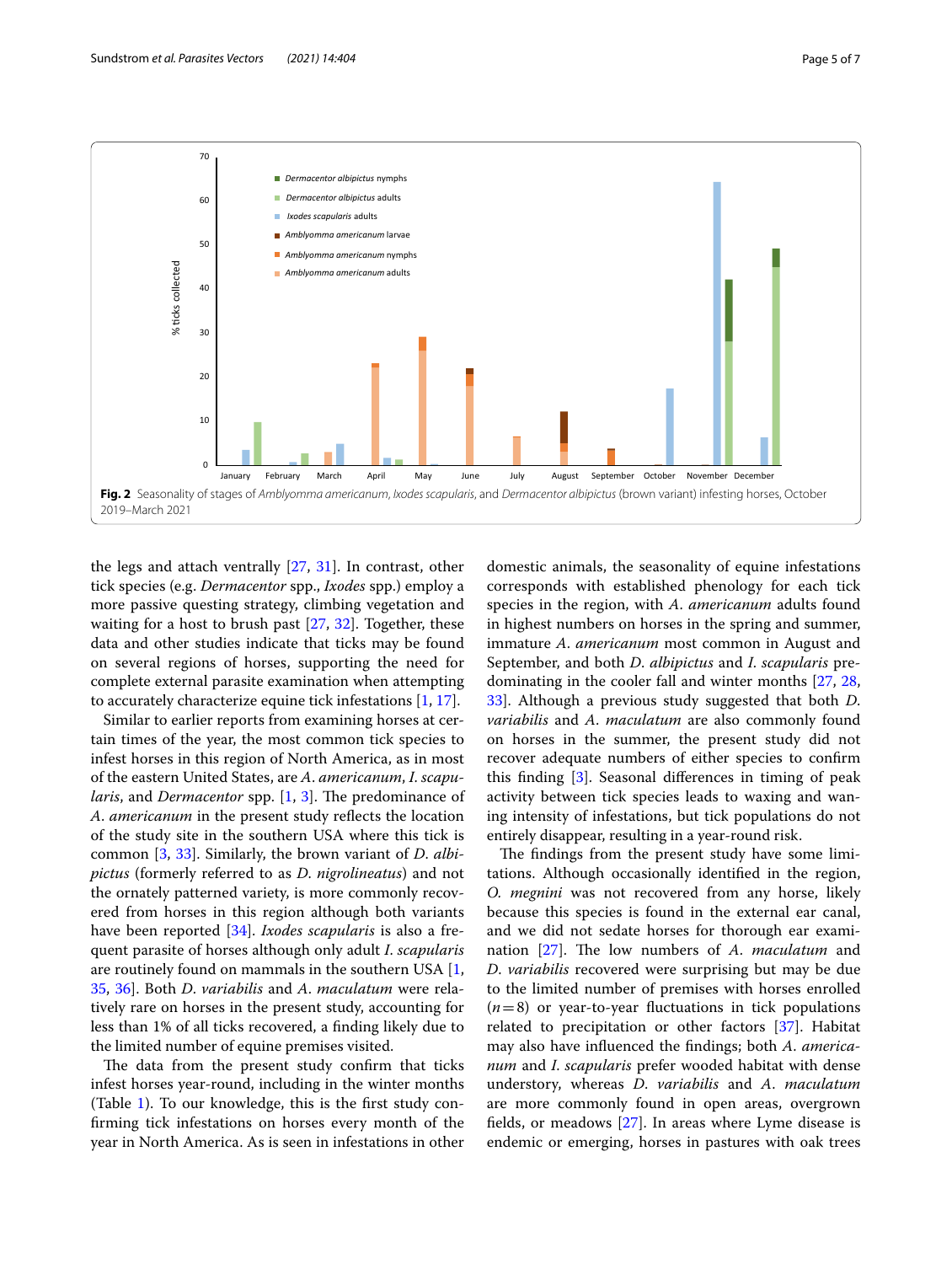**Fig. 2** Seasonality of stages of *Amblyomma americanum*, *Ixodes scapularis*, and *Dermacentor albipictus* (brown variant) infesting horses, October 2019–March 2021

the legs and attach ventrally [27, 31]. In contrast, other tick species (e.g. *Dermacentor* spp., *Ixodes* spp.) employ a more passive questing strategy, climbing vegetation and waiting for a host to brush past [27, 32]. Together, these data and other studies indicate that ticks may be found on several regions of horses, supporting the need for complete external parasite examination when attempting to accurately characterize equine tick infestations [1, 17].

Similar to earlier reports from examining horses at certain times of the year, the most common tick species to infest horses in this region of North America, as in most of the eastern United States, are *A. americanum*, *I. scapularis*, and *Dermacentor* spp. [1, 3]. The predominance of *A. americanum* in the present study reflects the location of the study site in the southern USA where this tick is common [3, 33]. Similarly, the brown variant of *D. albipictus* (formerly referred to as *D. nigrolineatus*) and not the ornately patterned variety, is more commonly recovered from horses in this region although both variants have been reported [34]. *Ixodes scapularis* is also a frequent parasite of horses although only adult *I. scapularis* are routinely found on mammals in the southern USA [1, 35, 36]. Both *D. variabilis* and *A. maculatum* were relatively rare on horses in the present study, accounting for less than 1% of all ticks recovered, a finding likely due to the limited number of equine premises visited.

The data from the present study confirm that ticks infest horses year-round, including in the winter months (Table 1). To our knowledge, this is the first study confirming tick infestations on horses every month of the year in North America. As is seen in infestations in other domestic animals, the seasonality of equine infestations corresponds with established phenology for each tick species in the region, with *A. americanum* adults found in highest numbers on horses in the spring and summer, immature *A. americanum* most common in August and September, and both *D. albipictus* and *I. scapularis* predominating in the cooler fall and winter months [27, 28, 33]. Although a previous study suggested that both *D. variabilis* and *A. maculatum* are also commonly found on horses in the summer, the present study did not recover adequate numbers of either species to confirm this finding [3]. Seasonal differences in timing of peak activity between tick species leads to waxing and waning intensity of infestations, but tick populations do not entirely disappear, resulting in a year-round risk.

The findings from the present study have some limitations. Although occasionally identified in the region, *O. megnini* was not recovered from any horse, likely because this species is found in the external ear canal, and we did not sedate horses for thorough ear examination [27]. The low numbers of *A. maculatum* and *D. variabilis* recovered were surprising but may be due to the limited number of premises with horses enrolled ($n=8$) or year-to-year fluctuations in tick populations related to precipitation or other factors [37]. Habitat may also have influenced the findings; both *A. americanum* and *I. scapularis* prefer wooded habitat with dense understory, whereas *D. variabilis* and *A. maculatum* are more commonly found in open areas, overgrown fields, or meadows [27]. In areas where Lyme disease is endemic or emerging, horses in pastures with oak trees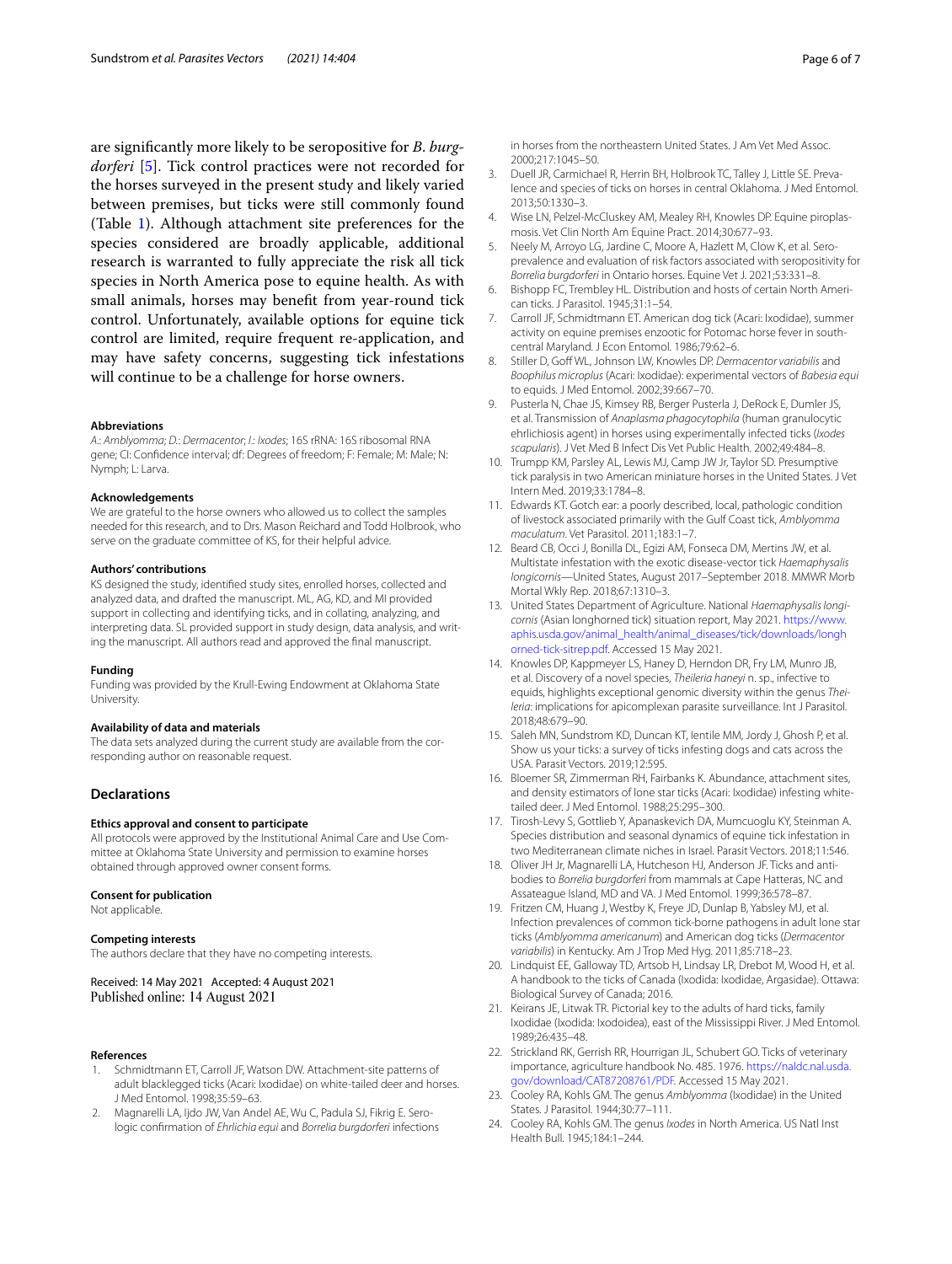are significantly more likely to be seropositive for *B. burgdorferi* [5]. Tick control practices were not recorded for the horses surveyed in the present study and likely varied between premises, but ticks were still commonly found (Table 1). Although attachment site preferences for the species considered are broadly applicable, additional research is warranted to fully appreciate the risk all tick species in North America pose to equine health. As with small animals, horses may benefit from year-round tick control. Unfortunately, available options for equine tick control are limited, require frequent re-application, and may have safety concerns, suggesting tick infestations will continue to be a challenge for horse owners.

#### Abbreviations

*A.*: *Amblyomma*; *D.*: *Dermacentor*; *I.*: *Ixodes*; 16S rRNA: 16S ribosomal RNA gene; CI: Confidence interval; df: Degrees of freedom; F: Female; M: Male; N: Nymph; L: Larva.

#### Acknowledgements

We are grateful to the horse owners who allowed us to collect the samples needed for this research, and to Drs. Mason Reichard and Todd Holbrook, who serve on the graduate committee of KS, for their helpful advice.

#### Authors' contributions

KS designed the study, identified study sites, enrolled horses, collected and analyzed data, and drafted the manuscript. ML, AG, KD, and MI provided support in collecting and identifying ticks, and in collating, analyzing, and interpreting data. SL provided support in study design, data analysis, and writing the manuscript. All authors read and approved the final manuscript.

#### Funding

Funding was provided by the Krull-Ewing Endowment at Oklahoma State University.

#### Availability of data and materials

The data sets analyzed during the current study are available from the corresponding author on reasonable request.

## Declarations

#### Ethics approval and consent to participate

All protocols were approved by the Institutional Animal Care and Use Committee at Oklahoma State University and permission to examine horses obtained through approved owner consent forms.

#### Consent for publication

Not applicable.

#### Competing interests

The authors declare that they have no competing interests.

Received: 14 May 2021 Accepted: 4 August 2021
Published online: 14 August 2021

#### References

1. Schmidtmann ET, Carroll JF, Watson DW. Attachment-site patterns of adult blacklegged ticks (Acari: Ixodidae) on white-tailed deer and horses. J Med Entomol. 1998;35:59–63.
2. Magnarelli LA, Ijdo JW, Van Andel AE, Wu C, Padula SJ, Fikrig E. Serologic confirmation of *Ehrlichia equi* and *Borrelia burgdorferi* infections in horses from the northeastern United States. J Am Vet Med Assoc. 2000;217:1045–50.
3. Duell JR, Carmichael R, Herrin BH, Holbrook TC, Talley J, Little SE. Prevalence and species of ticks on horses in central Oklahoma. J Med Entomol. 2013;50:1330–3.
4. Wise LN, Pelzel-McCluskey AM, Mealey RH, Knowles DP. Equine piroplasmosis. Vet Clin North Am Equine Pract. 2014;30:677–93.
5. Neely M, Arroyo LG, Jardine C, Moore A, Hazlett M, Clow K, et al. Seroprevalence and evaluation of risk factors associated with seropositivity for *Borrelia burgdorferi* in Ontario horses. Equine Vet J. 2021;53:331–8.
6. Bishopp FC, Trembley HL. Distribution and hosts of certain North American ticks. J Parasitol. 1945;31:1–54.
7. Carroll JF, Schmidtmann ET. American dog tick (Acari: Ixodidae), summer activity on equine premises enzootic for Potomac horse fever in south-central Maryland. J Econ Entomol. 1986;79:62–6.
8. Stiller D, Goff WL, Johnson LW, Knowles DP. *Dermacentor variabilis* and *Boophilus microplus* (Acari: Ixodidae): experimental vectors of *Babesia equi* to equids. J Med Entomol. 2002;39:667–70.
9. Pusterla N, Chae JS, Kimsey RB, Berger Pusterla J, DeRock E, Dumler JS, et al. Transmission of *Anaplasma phagocytophila* (human granulocytic ehrlichiosis agent) in horses using experimentally infected ticks (*Ixodes scapularis*). J Vet Med B Infect Dis Vet Public Health. 2002;49:484–8.
10. Trumpp KM, Parsley AL, Lewis MJ, Camp JW Jr, Taylor SD. Presumptive tick paralysis in two American miniature horses in the United States. J Vet Intern Med. 2019;33:1784–8.
11. Edwards KT. Gotch ear: a poorly described, local, pathologic condition of livestock associated primarily with the Gulf Coast tick, *Amblyomma maculatum*. Vet Parasitol. 2011;183:1–7.
12. Beard CB, Occi J, Bonilla DL, Egizi AM, Fonseca DM, Mertins JW, et al. Multistate infestation with the exotic disease-vector tick *Haemaphysalis longicornis*—United States, August 2017–September 2018. MMWR Morb Mortal Wkly Rep. 2018;67:1310–3.
13. United States Department of Agriculture. National *Haemaphysalis longicornis* (Asian longhorned tick) situation report, May 2021. https://www.aphis.usda.gov/animal_health/animal_diseases/tick/downloads/longhorned-tick-sitrep.pdf. Accessed 15 May 2021.
14. Knowles DP, Kappmeyer LS, Haney D, Herndon DR, Fry LM, Munro JB, et al. Discovery of a novel species, *Theileria haneyi* n. sp., infective to equids, highlights exceptional genomic diversity within the genus *Theileria*: implications for apicomplexan parasite surveillance. Int J Parasitol. 2018;48:679–90.
15. Saleh MN, Sundstrom KD, Duncan KT, Ientile MM, Jordy J, Ghosh P, et al. Show us your ticks: a survey of ticks infesting dogs and cats across the USA. Parasit Vectors. 2019;12:595.
16. Bloemer SR, Zimmerman RH, Fairbanks K. Abundance, attachment sites, and density estimators of lone star ticks (Acari: Ixodidae) infesting white-tailed deer. J Med Entomol. 1988;25:295–300.
17. Tirosh-Levy S, Gottlieb Y, Apanaskevich DA, Mumcuoglu KY, Steinman A. Species distribution and seasonal dynamics of equine tick infestation in two Mediterranean climate niches in Israel. Parasit Vectors. 2018;11:546.
18. Oliver JH Jr, Magnarelli LA, Hutcheson HJ, Anderson JF. Ticks and antibodies to *Borrelia burgdorferi* from mammals at Cape Hatteras, NC and Assateague Island, MD and VA. J Med Entomol. 1999;36:578–87.
19. Fritzen CM, Huang J, Westby K, Freye JD, Dunlap B, Yabsley MJ, et al. Infection prevalences of common tick-borne pathogens in adult lone star ticks (*Amblyomma americanum*) and American dog ticks (*Dermacentor variabilis*) in Kentucky. Am J Trop Med Hyg. 2011;85:718–23.
20. Lindquist EE, Galloway TD, Artsob H, Lindsay LR, Drebot M, Wood H, et al. A handbook to the ticks of Canada (Ixodida: Ixodidae, Argasidae). Ottawa: Biological Survey of Canada; 2016.
21. Keirans JE, Litwak TR. Pictorial key to the adults of hard ticks, family Ixodidae (Ixodida: Ixodoidea), east of the Mississippi River. J Med Entomol. 1989;26:435–48.
22. Strickland RK, Gerrish RR, Hourrigan JL, Schubert GO. Ticks of veterinary importance, agriculture handbook No. 485. 1976. https://naldc.nal.usda.gov/download/CAT87208761/PDF. Accessed 15 May 2021.
23. Cooley RA, Kohls GM. The genus *Amblyomma* (Ixodidae) in the United States. J Parasitol. 1944;30:77–111.
24. Cooley RA, Kohls GM. The genus *Ixodes* in North America. US Natl Inst Health Bull. 1945;184:1–244.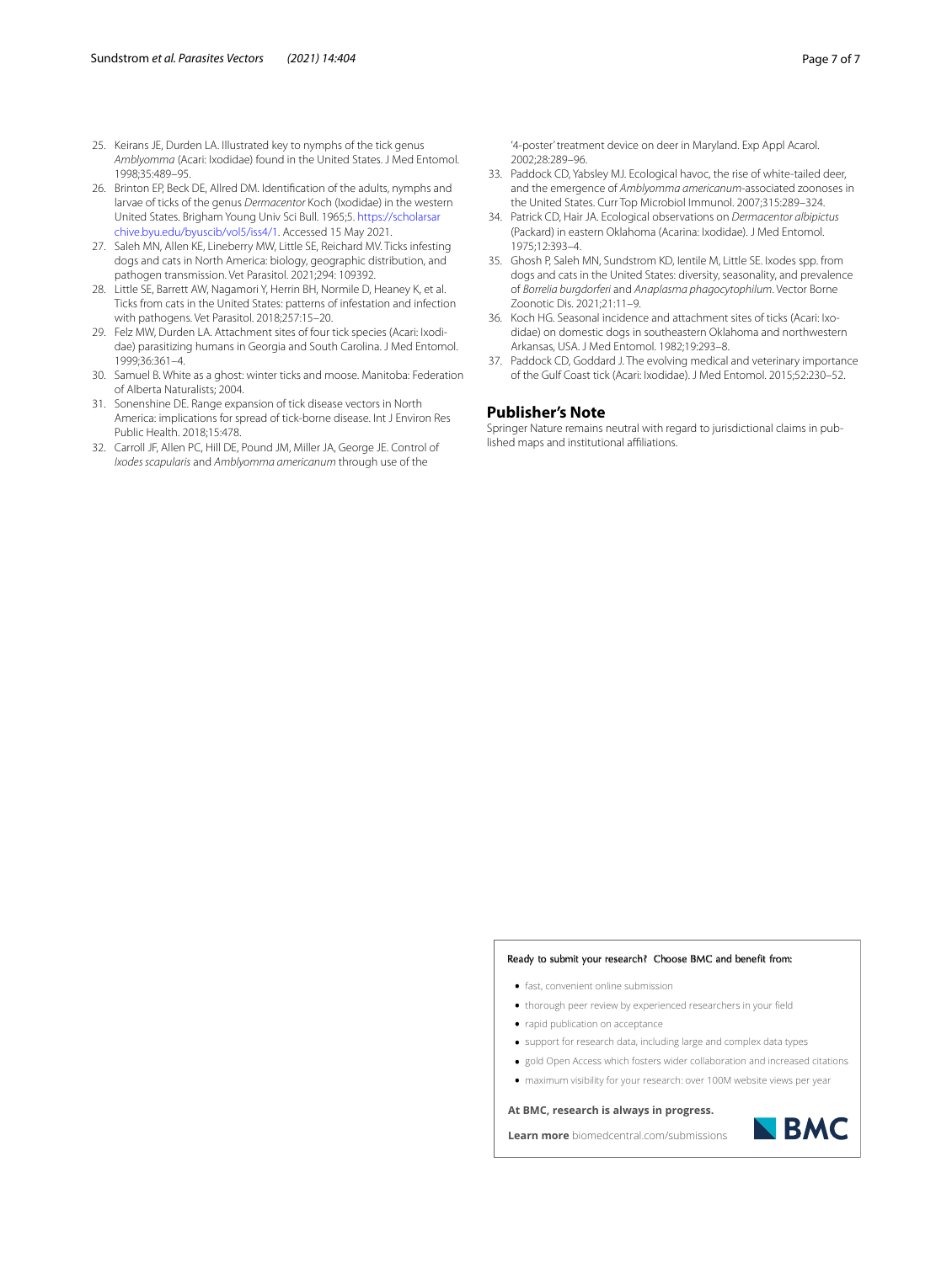25. Keirans JE, Durden LA. Illustrated key to nymphs of the tick genus *Amblyomma* (Acari: Ixodidae) found in the United States. J Med Entomol. 1998;35:489–95.
26. Brinton EP, Beck DE, Allred DM. Identification of the adults, nymphs and larvae of ticks of the genus *Dermacentor* Koch (Ixodidae) in the western United States. Brigham Young Univ Sci Bull. 1965;5. https://scholarsarchive.byu.edu/byuscib/vol5/iss4/1. Accessed 15 May 2021.
27. Saleh MN, Allen KE, Lineberry MW, Little SE, Reichard MV. Ticks infesting dogs and cats in North America: biology, geographic distribution, and pathogen transmission. Vet Parasitol. 2021;294: 109392.
28. Little SE, Barrett AW, Nagamori Y, Herrin BH, Normile D, Heaney K, et al. Ticks from cats in the United States: patterns of infestation and infection with pathogens. Vet Parasitol. 2018;257:15–20.
29. Felz MW, Durden LA. Attachment sites of four tick species (Acari: Ixodidae) parasitizing humans in Georgia and South Carolina. J Med Entomol. 1999;36:361–4.
30. Samuel B. White as a ghost: winter ticks and moose. Manitoba: Federation of Alberta Naturalists; 2004.
31. Sonenshine DE. Range expansion of tick disease vectors in North America: implications for spread of tick-borne disease. Int J Environ Res Public Health. 2018;15:478.
32. Carroll JF, Allen PC, Hill DE, Pound JM, Miller JA, George JE. Control of *Ixodes scapularis* and *Amblyomma americanum* through use of the '4-poster' treatment device on deer in Maryland. Exp Appl Acarol. 2002;28:289–96.
33. Paddock CD, Yabsley MJ. Ecological havoc, the rise of white-tailed deer, and the emergence of *Amblyomma americanum*-associated zoonoses in the United States. Curr Top Microbiol Immunol. 2007;315:289–324.
34. Patrick CD, Hair JA. Ecological observations on *Dermacentor albipictus* (Packard) in eastern Oklahoma (Acarina: Ixodidae). J Med Entomol. 1975;12:393–4.
35. Ghosh P, Saleh MN, Sundstrom KD, Ientile M, Little SE. Ixodes spp. from dogs and cats in the United States: diversity, seasonality, and prevalence of *Borrelia burgdorferi* and *Anaplasma phagocytophilum*. Vector Borne Zoonotic Dis. 2021;21:11–9.
36. Koch HG. Seasonal incidence and attachment sites of ticks (Acari: Ixodidae) on domestic dogs in southeastern Oklahoma and northwestern Arkansas, USA. J Med Entomol. 1982;19:293–8.
37. Paddock CD, Goddard J. The evolving medical and veterinary importance of the Gulf Coast tick (Acari: Ixodidae). J Med Entomol. 2015;52:230–52.

## Publisher's Note

Springer Nature remains neutral with regard to jurisdictional claims in published maps and institutional affiliations.

Ready to submit your research? Choose BMC and benefit from:

- fast, convenient online submission
- thorough peer review by experienced researchers in your field
- rapid publication on acceptance
- support for research data, including large and complex data types
- gold Open Access which fosters wider collaboration and increased citations
- maximum visibility for your research: over 100M website views per year

**At BMC, research is always in progress.**

**Learn more** biomedcentral.com/submissions

BMC